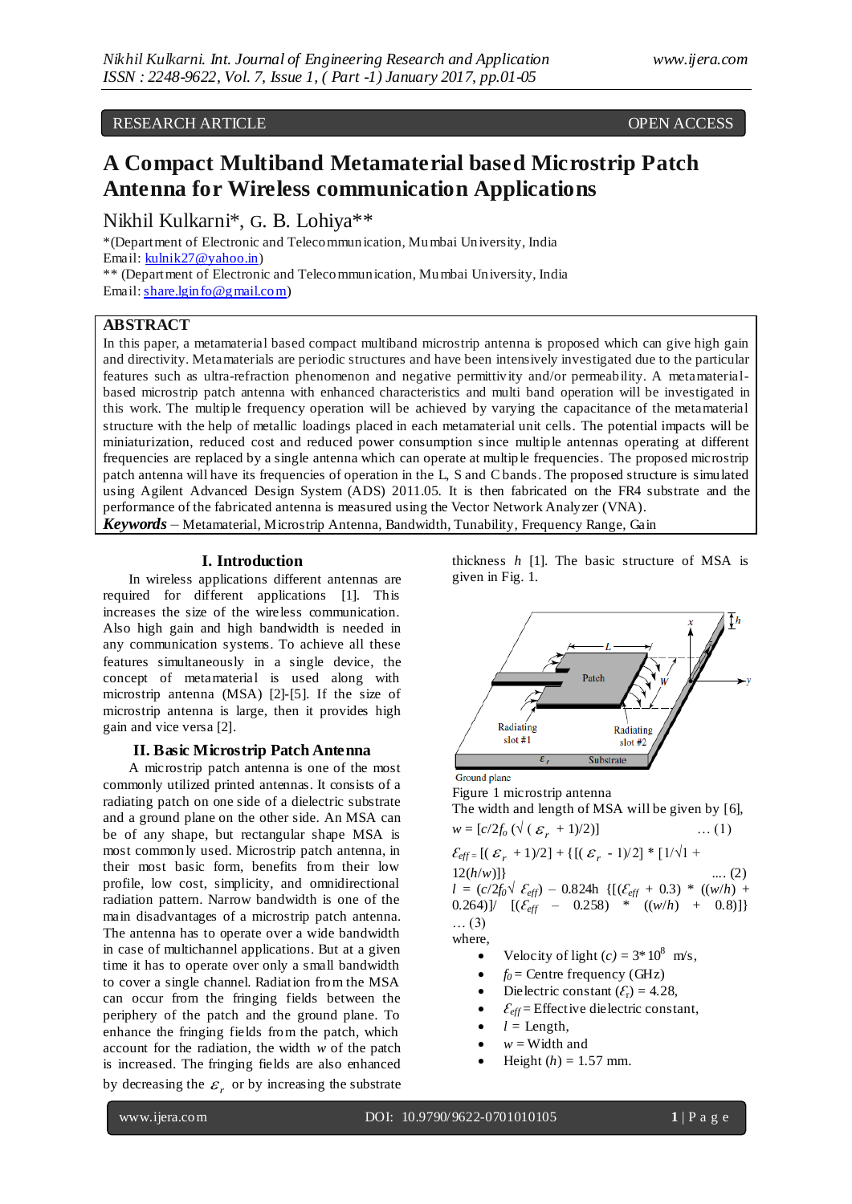RESEARCH ARTICLE OPEN ACCESS

# A Compact Multiband Metamaterial based Microstrip Patch Antenna for Wireless communication Applications

Nikhil Kulkarni*, G. B. Lohiya**

*(Department of Electronic and Telecommunication, Mumbai University, India
Email: kulnik27@yahoo.in)
** (Department of Electronic and Telecommunication, Mumbai University, India
Email: share.lginfo@gmail.com)

## ABSTRACT

In this paper, a metamaterial based compact multiband microstrip antenna is proposed which can give high gain and directivity. Metamaterials are periodic structures and have been intensively investigated due to the particular features such as ultra-refraction phenomenon and negative permittivity and/or permeability. A metamaterial-based microstrip patch antenna with enhanced characteristics and multi band operation will be investigated in this work. The multiple frequency operation will be achieved by varying the capacitance of the metamaterial structure with the help of metallic loadings placed in each metamaterial unit cells. The potential impacts will be miniaturization, reduced cost and reduced power consumption since multiple antennas operating at different frequencies are replaced by a single antenna which can operate at multiple frequencies. The proposed microstrip patch antenna will have its frequencies of operation in the L, S and C bands. The proposed structure is simulated using Agilent Advanced Design System (ADS) 2011.05. It is then fabricated on the FR4 substrate and the performance of the fabricated antenna is measured using the Vector Network Analyzer (VNA).

***Keywords*** – Metamaterial, Microstrip Antenna, Bandwidth, Tunability, Frequency Range, Gain

## I. Introduction

In wireless applications different antennas are required for different applications [1]. This increases the size of the wireless communication. Also high gain and high bandwidth is needed in any communication systems. To achieve all these features simultaneously in a single device, the concept of metamaterial is used along with microstrip antenna (MSA) [2]-[5]. If the size of microstrip antenna is large, then it provides high gain and vice versa [2].

## II. Basic Microstrip Patch Antenna

A microstrip patch antenna is one of the most commonly utilized printed antennas. It consists of a radiating patch on one side of a dielectric substrate and a ground plane on the other side. An MSA can be of any shape, but rectangular shape MSA is most commonly used. Microstrip patch antenna, in their most basic form, benefits from their low profile, low cost, simplicity, and omnidirectional radiation pattern. Narrow bandwidth is one of the main disadvantages of a microstrip patch antenna. The antenna has to operate over a wide bandwidth in case of multichannel applications. But at a given time it has to operate over only a small bandwidth to cover a single channel. Radiation from the MSA can occur from the fringing fields between the periphery of the patch and the ground plane. To enhance the fringing fields from the patch, which account for the radiation, the width $w$ of the patch is increased. The fringing fields are also enhanced by decreasing the $\varepsilon_r$ or by increasing the substrate thickness $h$ [1]. The basic structure of MSA is given in Fig. 1.

Figure 1 microstrip antenna

The width and length of MSA will be given by [6],

$$w = [c/2f_0 (\sqrt{(\varepsilon_r + 1)/2})] \quad \dots (1)$$

$$\varepsilon_{eff} = [(\varepsilon_r + 1)/2] + \{[(\varepsilon_r - 1)/2] * [1/\sqrt{1 + 12(h/w)}]\} \quad \dots (2)$$

$$l = (c/2f_0\sqrt{\varepsilon_{eff}}) - 0.824h \{[(\varepsilon_{eff} + 0.3) * ((w/h) + 0.264)] / [(\varepsilon_{eff} - 0.258) * ((w/h) + 0.8)]\} \quad \dots (3)$$

where,

- Velocity of light ($c$) = $3*10^8$ m/s,
- $f_0$ = Centre frequency (GHz)
- Dielectric constant ($\varepsilon_r$) = 4.28,
- $\varepsilon_{eff}$ = Effective dielectric constant,
- $l$ = Length,
- $w$ = Width and
- Height ($h$) = 1.57 mm.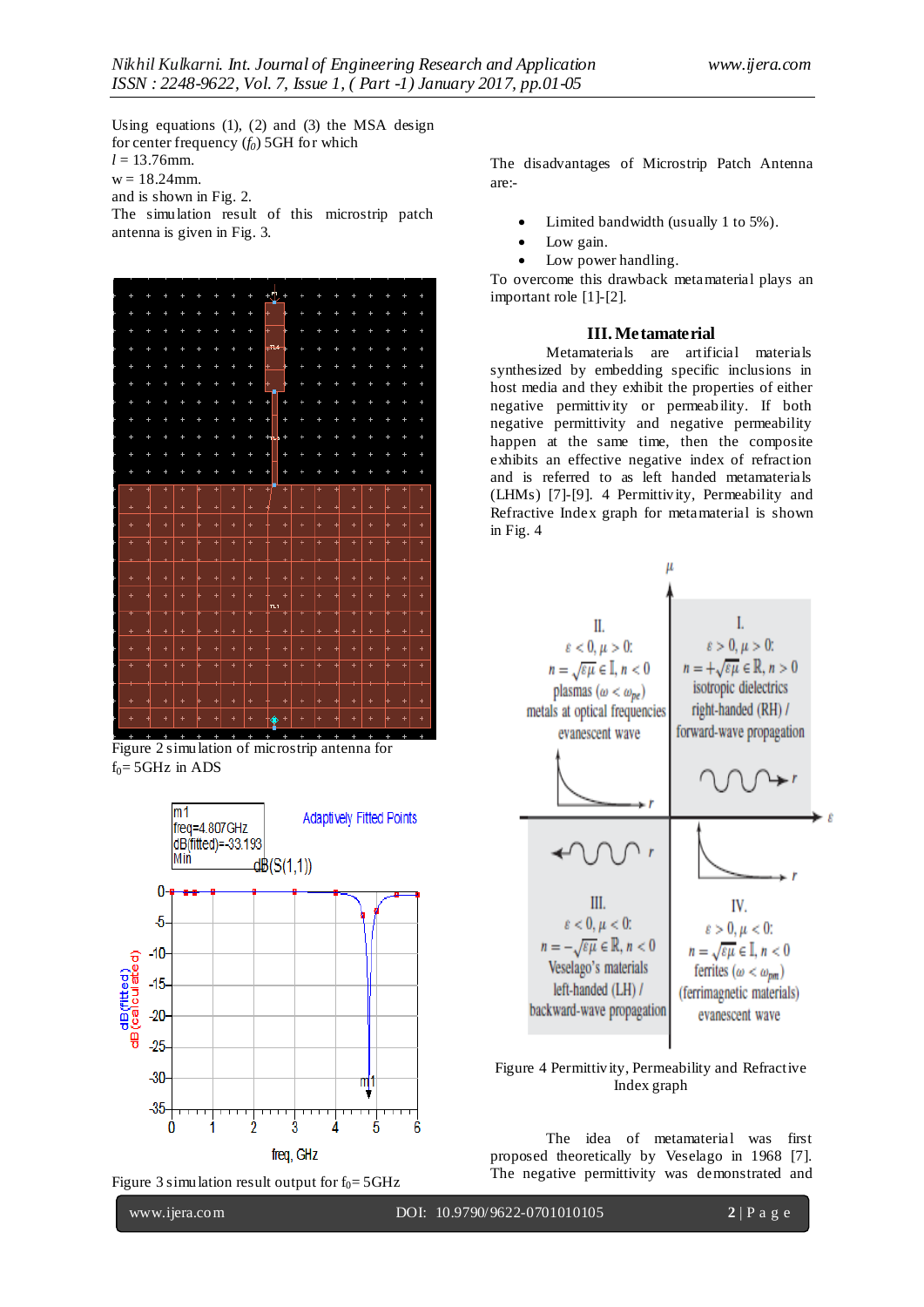Using equations (1), (2) and (3) the MSA design for center frequency ($f_0$) 5GH for which
$l$ = 13.76mm.
w = 18.24mm.
and is shown in Fig. 2.
The simulation result of this microstrip patch antenna is given in Fig. 3.

Figure 2 simulation of microstrip antenna for $f_0$= 5GHz in ADS

Figure 3 simulation result output for $f_0$= 5GHz

The disadvantages of Microstrip Patch Antenna are:-

- Limited bandwidth (usually 1 to 5%).
- Low gain.
- Low power handling.

To overcome this drawback metamaterial plays an important role [1]-[2].

## III. Metamaterial

Metamaterials are artificial materials synthesized by embedding specific inclusions in host media and they exhibit the properties of either negative permittivity or permeability. If both negative permittivity and negative permeability happen at the same time, then the composite exhibits an effective negative index of refraction and is referred to as left handed metamaterials (LHMs) [7]-[9]. 4 Permittivity, Permeability and Refractive Index graph for metamaterial is shown in Fig. 4

Figure 4 Permittivity, Permeability and Refractive Index graph

The idea of metamaterial was first proposed theoretically by Veselago in 1968 [7]. The negative permittivity was demonstrated and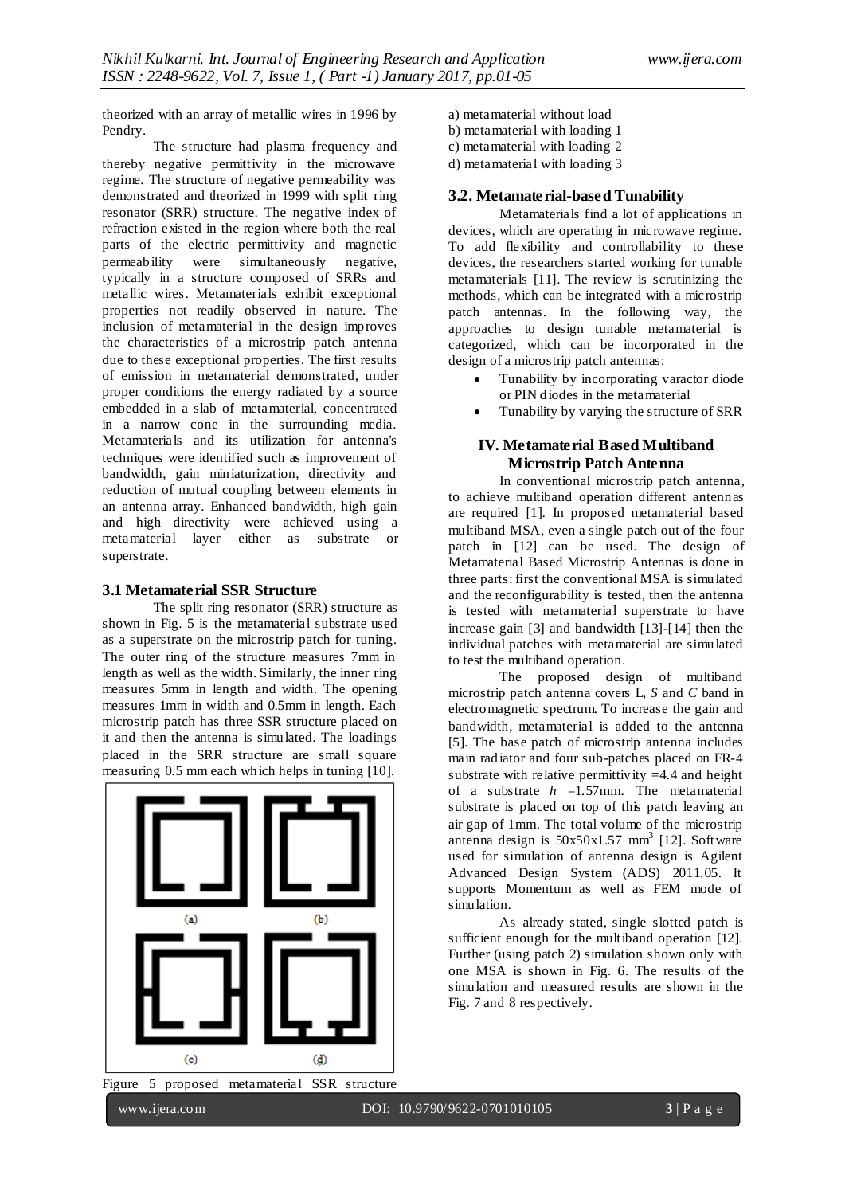theorized with an array of metallic wires in 1996 by Pendry.

The structure had plasma frequency and thereby negative permittivity in the microwave regime. The structure of negative permeability was demonstrated and theorized in 1999 with split ring resonator (SRR) structure. The negative index of refraction existed in the region where both the real parts of the electric permittivity and magnetic permeability were simultaneously negative, typically in a structure composed of SRRs and metallic wires. Metamaterials exhibit exceptional properties not readily observed in nature. The inclusion of metamaterial in the design improves the characteristics of a microstrip patch antenna due to these exceptional properties. The first results of emission in metamaterial demonstrated, under proper conditions the energy radiated by a source embedded in a slab of metamaterial, concentrated in a narrow cone in the surrounding media. Metamaterials and its utilization for antenna's techniques were identified such as improvement of bandwidth, gain miniaturization, directivity and reduction of mutual coupling between elements in an antenna array. Enhanced bandwidth, high gain and high directivity were achieved using a metamaterial layer either as substrate or superstrate.

### 3.1 Metamaterial SSR Structure

The split ring resonator (SRR) structure as shown in Fig. 5 is the metamaterial substrate used as a superstrate on the microstrip patch for tuning. The outer ring of the structure measures 7mm in length as well as the width. Similarly, the inner ring measures 5mm in length and width. The opening measures 1mm in width and 0.5mm in length. Each microstrip patch has three SSR structure placed on it and then the antenna is simulated. The loadings placed in the SRR structure are small square measuring 0.5 mm each which helps in tuning [10].

Figure 5 proposed metamaterial SSR structure

a) metamaterial without load
b) metamaterial with loading 1
c) metamaterial with loading 2
d) metamaterial with loading 3

### 3.2. Metamaterial-based Tunability

Metamaterials find a lot of applications in devices, which are operating in microwave regime. To add flexibility and controllability to these devices, the researchers started working for tunable metamaterials [11]. The review is scrutinizing the methods, which can be integrated with a microstrip patch antennas. In the following way, the approaches to design tunable metamaterial is categorized, which can be incorporated in the design of a microstrip patch antennas:

- Tunability by incorporating varactor diode or PIN diodes in the metamaterial
- Tunability by varying the structure of SRR

## IV. Metamaterial Based Multiband Microstrip Patch Antenna

In conventional microstrip patch antenna, to achieve multiband operation different antennas are required [1]. In proposed metamaterial based multiband MSA, even a single patch out of the four patch in [12] can be used. The design of Metamaterial Based Microstrip Antennas is done in three parts: first the conventional MSA is simulated and the reconfigurability is tested, then the antenna is tested with metamaterial superstrate to have increase gain [3] and bandwidth [13]-[14] then the individual patches with metamaterial are simulated to test the multiband operation.

The proposed design of multiband microstrip patch antenna covers L, *S* and *C* band in electromagnetic spectrum. To increase the gain and bandwidth, metamaterial is added to the antenna [5]. The base patch of microstrip antenna includes main radiator and four sub-patches placed on FR-4 substrate with relative permittivity =4.4 and height of a substrate $h$ =1.57mm. The metamaterial substrate is placed on top of this patch leaving an air gap of 1mm. The total volume of the microstrip antenna design is 50x50x1.57 $mm^3$ [12]. Software used for simulation of antenna design is Agilent Advanced Design System (ADS) 2011.05. It supports Momentum as well as FEM mode of simulation.

As already stated, single slotted patch is sufficient enough for the multiband operation [12]. Further (using patch 2) simulation shown only with one MSA is shown in Fig. 6. The results of the simulation and measured results are shown in the Fig. 7 and 8 respectively.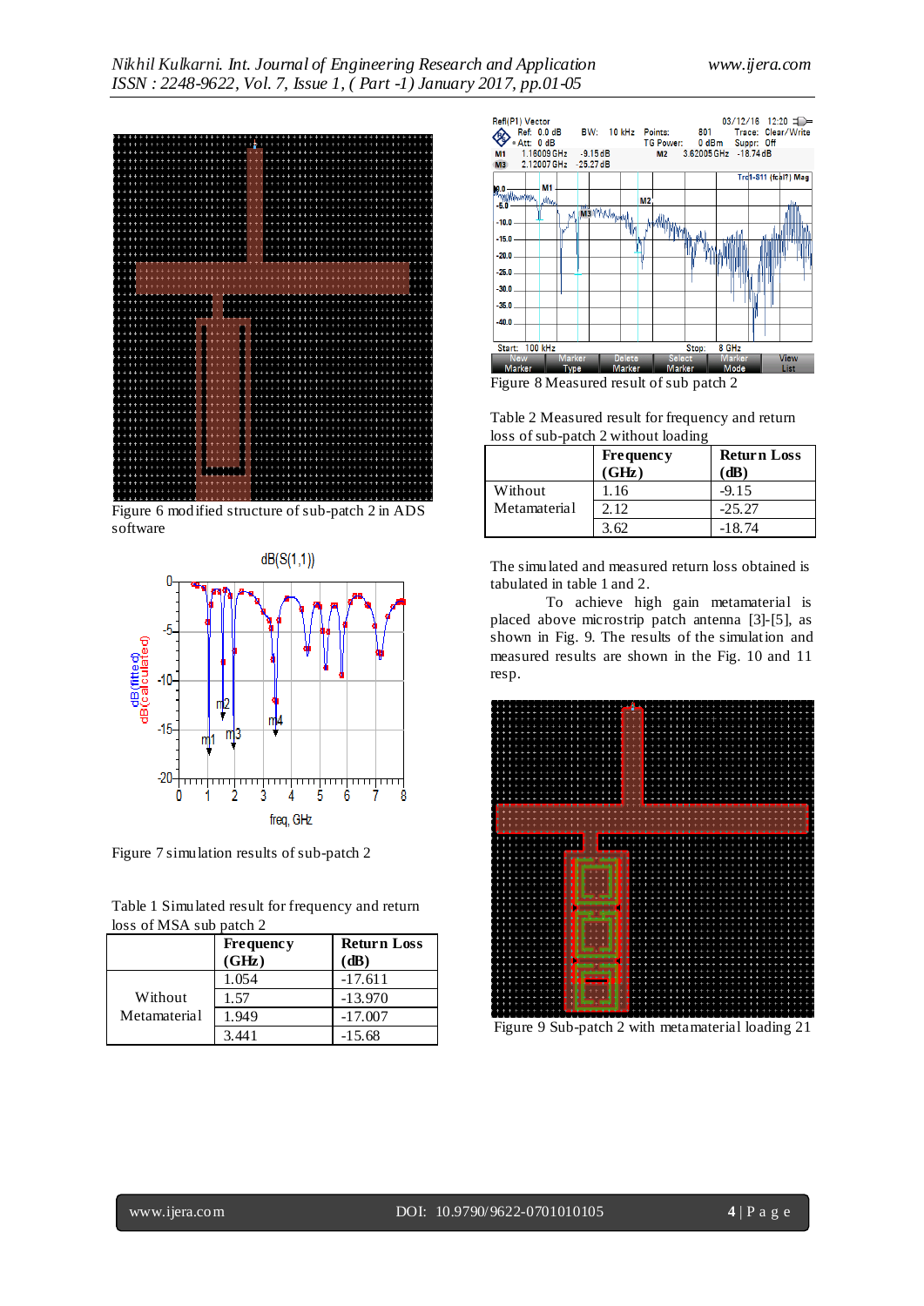Figure 6 modified structure of sub-patch 2 in ADS software

Figure 7 simulation results of sub-patch 2

Table 1 Simulated result for frequency and return loss of MSA sub patch 2

| | Frequency (GHz) | Return Loss (dB) |
|---|---|---|
| Without Metamaterial | 1.054 | -17.611 |
| | 1.57 | -13.970 |
| | 1.949 | -17.007 |
| | 3.441 | -15.68 |

Figure 8 Measured result of sub patch 2

Table 2 Measured result for frequency and return loss of sub-patch 2 without loading

| | Frequency (GHz) | Return Loss (dB) |
|---|---|---|
| Without Metamaterial | 1.16 | -9.15 |
| | 2.12 | -25.27 |
| | 3.62 | -18.74 |

The simulated and measured return loss obtained is tabulated in table 1 and 2.

To achieve high gain metamaterial is placed above microstrip patch antenna [3]-[5], as shown in Fig. 9. The results of the simulation and measured results are shown in the Fig. 10 and 11 resp.

Figure 9 Sub-patch 2 with metamaterial loading 21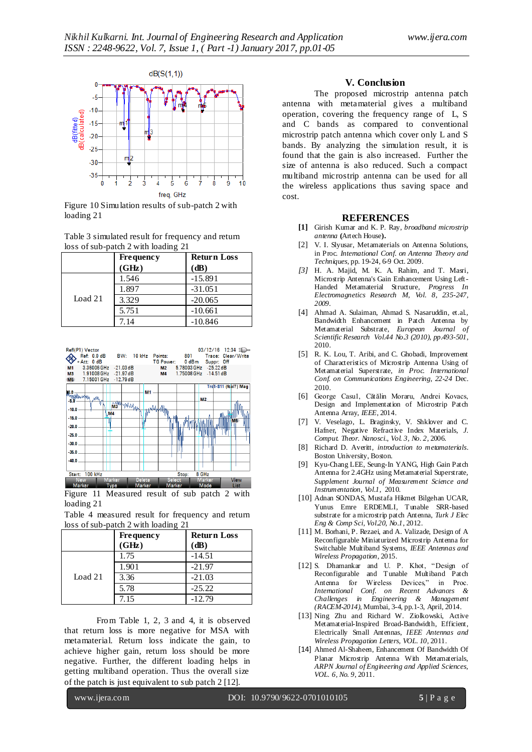dB(S(1,1))

0
-5
-10
-15
-20
-25
-30
-35

0 1 2 3 4 5 6 7 8 9 10

freq, GHz

dB(fitted)
dB(calculated)

m1 m2 m3 m4 m5

Figure 10 Simulation results of sub-patch 2 with loading 21

Table 3 simulated result for frequency and return loss of sub-patch 2 with loading 21

| | Frequency (GHz) | Return Loss (dB) |
|---|---|---|
| Load 21 | 1.546 | -15.891 |
| | 1.897 | -31.051 |
| | 3.329 | -20.065 |
| | 5.751 | -10.661 |
| | 7.14 | -10.846 |

Refl(P1) Vector 03/12/16 12:34

Ref: 0.0 dB BW: 10 kHz Points: 801 Trace: Clear/Write

Att: 0 dB TG Power: 0 dBm Suppr: Off

M1 3.36006 GHz -21.03 dB M2 5.78003 GHz -25.22 dB

M3 1.91008 GHz -21.97 dB M4 1.75008 GHz -14.51 dB

M5 7.15001 GHz -12.79 dB

Trc1-S11 (fcal?) Mag

Start: 100 kHz Stop: 8 GHz

New Marker | Marker Type | Delete Marker | Select Marker | Marker Mode | View List

Figure 11 Measured result of sub patch 2 with loading 21

Table 4 measured result for frequency and return loss of sub-patch 2 with loading 21

| | Frequency (GHz) | Return Loss (dB) |
|---|---|---|
| Load 21 | 1.75 | -14.51 |
| | 1.901 | -21.97 |
| | 3.36 | -21.03 |
| | 5.78 | -25.22 |
| | 7.15 | -12.79 |

From Table 1, 2, 3 and 4, it is observed that return loss is more negative for MSA with metamaterial. Return loss indicate the gain, to achieve higher gain, return loss should be more negative. Further, the different loading helps in getting multiband operation. Thus the overall size of the patch is just equivalent to sub patch 2 [12].

## V. Conclusion

The proposed microstrip antenna patch antenna with metamaterial gives a multiband operation, covering the frequency range of L, S and C bands as compared to conventional microstrip patch antenna which cover only L and S bands. By analyzing the simulation result, it is found that the gain is also increased. Further the size of antenna is also reduced. Such a compact multiband microstrip antenna can be used for all the wireless applications thus saving space and cost.

## REFERENCES

**[1]** Girish Kumar and K. P. Ray, *broadband microstrip antenna* **(**Artech House**).**

[2] V. I. Slyusar, Metamaterials on Antenna Solutions, in Proc. *International Conf. on Antenna Theory and Techniques*, pp. 19-24, 6-9 Oct. 2009.

*[3]* H. A. Majid, M. K. A. Rahim, and T. Masri, Microstrip Antenna's Gain Enhancement Using Left-Handed Metamaterial Structure, *Progress In Electromagnetics Research M, Vol. 8, 235-247, 2009.*

[4] Ahmad A. Sulaiman, Ahmad S. Nasaruddin, et.al., Bandwidth Enhancement in Patch Antenna by Metamaterial Substrate, *European Journal of Scientific Research Vol.44 No.3 (2010), pp.493-501*, 2010.

[5] R. K. Lou, T. Aribi, and C. Ghobadi, Improvement of Characteristics of Microstrip Antenna Using of Metamaterial Superstrate, *in Proc. International Conf. on Communications Engineering, 22-24* Dec. 2010.

[6] George Casu1, Cătălin Moraru, Andrei Kovacs, Design and Implementation of Microstrip Patch Antenna Array, *IEEE*, 2014.

[7] V. Veselago, L. Braginsky, V. Shklover and C. Hafner, Negative Refractive Index Materials, *J. Comput. Theor. Nanosci., Vol. 3, No. 2*, 2006.

[8] Richard D. Averitt, *introduction to metamaterials*. Boston University, Boston.

[9] Kyu-Chang LEE, Seung-In YANG, High Gain Patch Antenna for 2.4GHz using Metamaterial Superstrate, *Supplement Journal of Measurement Science and Instrumentation, Vol.1*, 2010.

[10] Adnan SONDAS, Mustafa Hikmet Bilgehan UCAR, Yunus Emre ERDEMLI, Tunable SRR-based substrate for a microstrip patch Antenna, *Turk J Elec Eng & Comp Sci, Vol.20, No.1*, 2012.

[11] M. Borhani, P. Rezaei, and A. Valizade, Design of A Reconfigurable Miniaturized Microstrip Antenna for Switchable Multiband Systems, *IEEE Antennas and Wireless Propagation*, 2015.

[12] S. Dhamankar and U. P. Khot, "Design of Reconfigurable and Tunable Multiband Patch Antenna for Wireless Devices," in Proc. *International Conf. on Recent Advances & Challenges in Engineering & Management (RACEM-2014)*, Mumbai, 3-4, pp.1-3, April, 2014.

[13] Ning Zhu and Richard W. Ziolkowski, Active Metamaterial-Inspired Broad-Bandwidth, Efficient, Electrically Small Antennas, *IEEE Antennas and Wireless Propagation Letters, VOL. 10*, 2011.

[14] Ahmed Al-Shaheen, Enhancement Of Bandwidth Of Planar Microstrip Antenna With Metamaterials, *ARPN Journal of Engineering and Applied Sciences, VOL. 6, No. 9*, 2011.